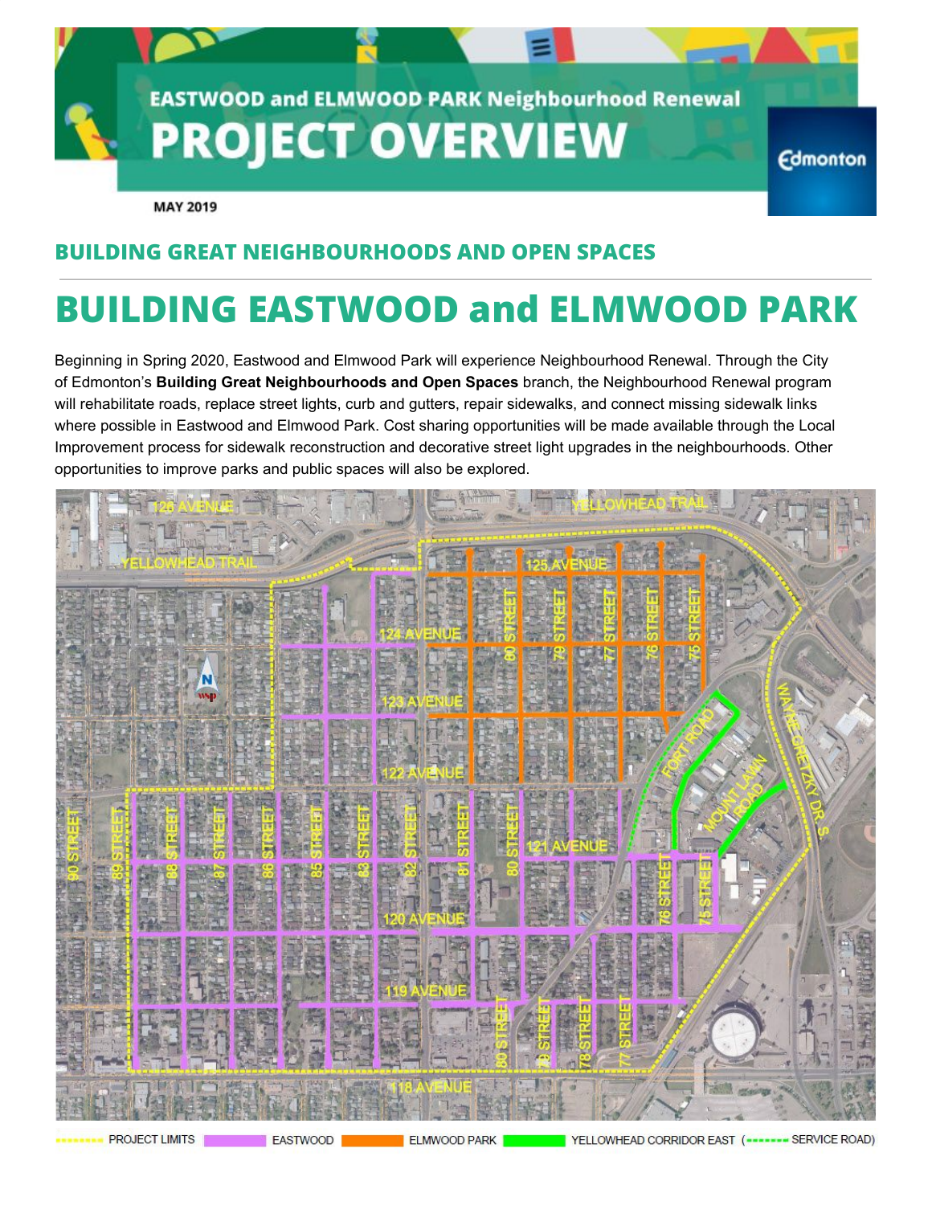EASTWOOD and ELMWOOD PARK Neighbourhood Renewal

# PROJECT OVERVIEW

MAY 2019

## BUILDING GREAT NEIGHBOURHOODS AND OPEN SPACES

# BUILDING EASTWOOD and ELMWOOD PARK

Beginning in Spring 2020, Eastwood and Elmwood Park will experience Neighbourhood Renewal. Through the City of Edmonton's **Building Great Neighbourhoods and Open Spaces** branch, the Neighbourhood Renewal program will rehabilitate roads, replace street lights, curb and gutters, repair sidewalks, and connect missing sidewalk links where possible in Eastwood and Elmwood Park. Cost sharing opportunities will be made available through the Local Improvement process for sidewalk reconstruction and decorative street light upgrades in the neighbourhoods. Other opportunities to improve parks and public spaces will also be explored.

PROJECT LIMITS | EASTWOOD | ELMWOOD PARK | YELLOWHEAD CORRIDOR EAST (SERVICE ROAD)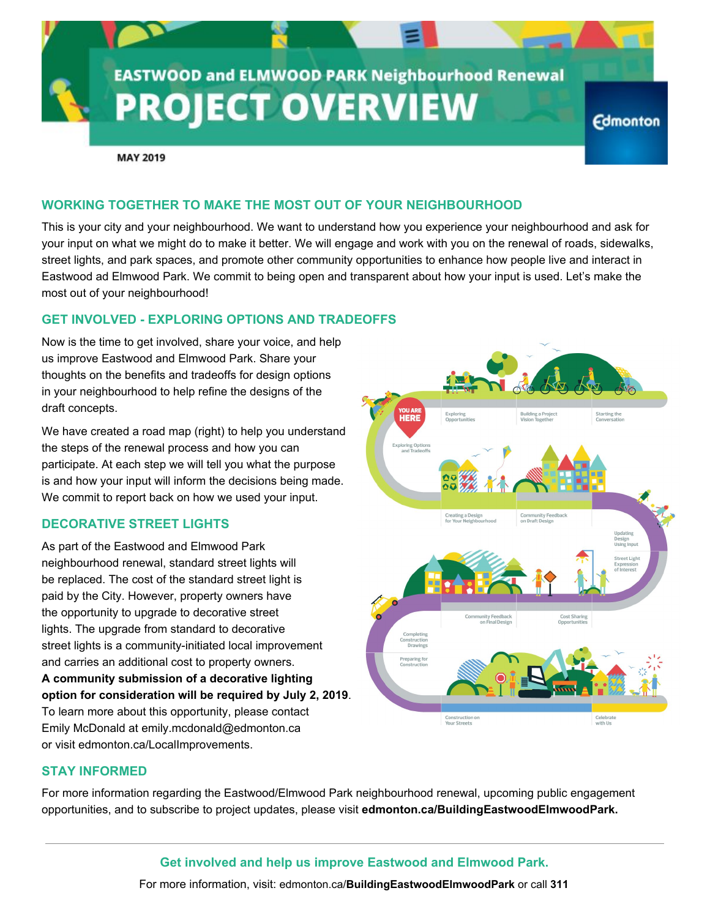# EASTWOOD and ELMWOOD PARK Neighbourhood Renewal

# PROJECT OVERVIEW

Edmonton

MAY 2019

## WORKING TOGETHER TO MAKE THE MOST OUT OF YOUR NEIGHBOURHOOD

This is your city and your neighbourhood. We want to understand how you experience your neighbourhood and ask for your input on what we might do to make it better. We will engage and work with you on the renewal of roads, sidewalks, street lights, and park spaces, and promote other community opportunities to enhance how people live and interact in Eastwood ad Elmwood Park. We commit to being open and transparent about how your input is used. Let's make the most out of your neighbourhood!

## GET INVOLVED - EXPLORING OPTIONS AND TRADEOFFS

Now is the time to get involved, share your voice, and help us improve Eastwood and Elmwood Park. Share your thoughts on the benefits and tradeoffs for design options in your neighbourhood to help refine the designs of the draft concepts.

We have created a road map (right) to help you understand the steps of the renewal process and how you can participate. At each step we will tell you what the purpose is and how your input will inform the decisions being made. We commit to report back on how we used your input.

YOU ARE HERE

Starting the Conversation

Building a Project Vision Together

Exploring Opportunities

Exploring Options and Tradeoffs

Creating a Design for Your Neighbourhood

Community Feedback on Draft Design

Updating Design Using Input

Street Light Expression of Interest

Cost Sharing Opportunities

Community Feedback on Final Design

Completing Construction Drawings

Preparing for Construction

Construction on Your Streets

Celebrate with Us

## DECORATIVE STREET LIGHTS

As part of the Eastwood and Elmwood Park neighbourhood renewal, standard street lights will be replaced. The cost of the standard street light is paid by the City. However, property owners have the opportunity to upgrade to decorative street lights. The upgrade from standard to decorative street lights is a community-initiated local improvement and carries an additional cost to property owners. **A community submission of a decorative lighting option for consideration will be required by July 2, 2019**. To learn more about this opportunity, please contact Emily McDonald at emily.mcdonald@edmonton.ca or visit edmonton.ca/LocalImprovements.

## STAY INFORMED

For more information regarding the Eastwood/Elmwood Park neighbourhood renewal, upcoming public engagement opportunities, and to subscribe to project updates, please visit **edmonton.ca/BuildingEastwoodElmwoodPark.**

---

**Get involved and help us improve Eastwood and Elmwood Park.**

For more information, visit: edmonton.ca/**BuildingEastwoodElmwoodPark** or call **311**